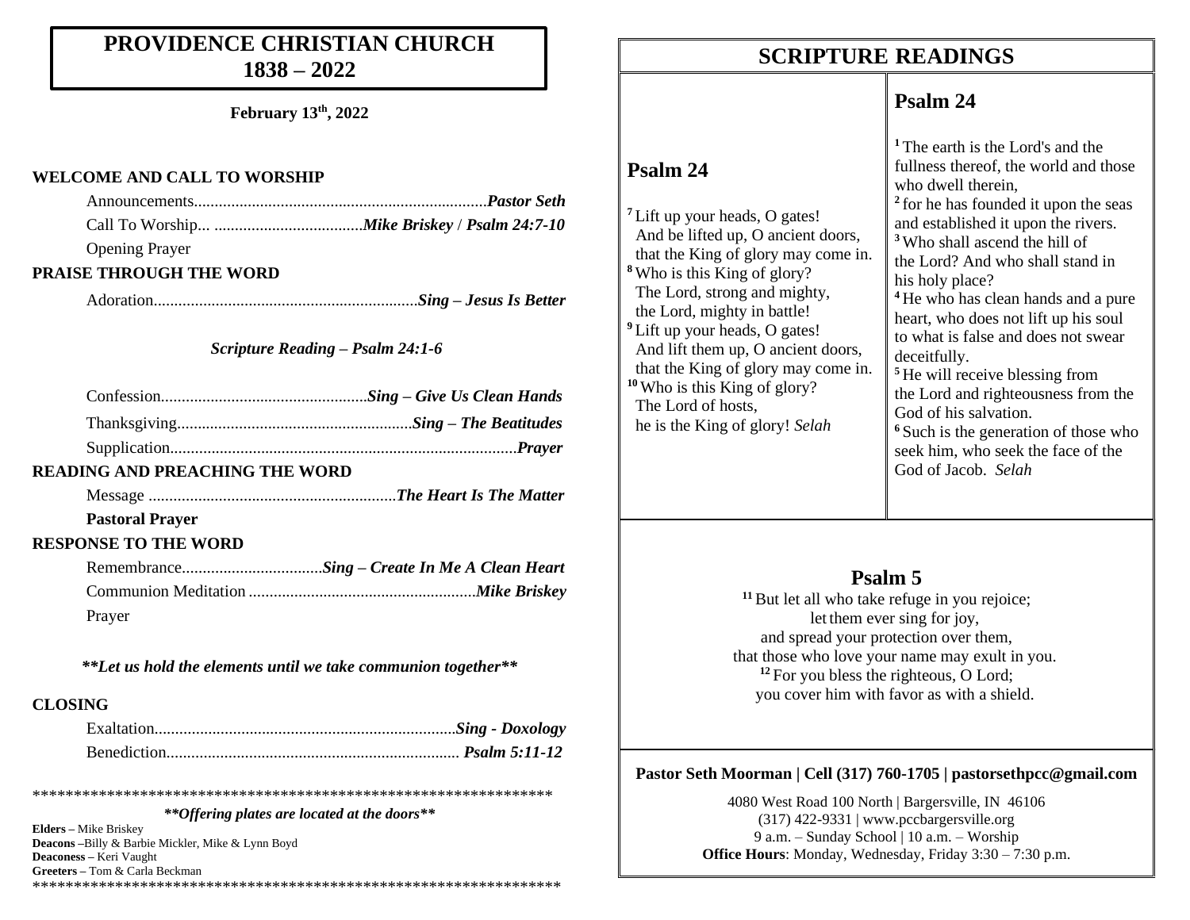# PROVIDENCE CHRISTIAN CHURCH 1838 – 2022

**February 13th, 2022**

## WELCOME AND CALL TO WORSHIP

Announcements....................................................................***Pastor Seth***

Call To Worship... ....................................***Mike Briskey / Psalm 24:7-10***

Opening Prayer

## PRAISE THROUGH THE WORD

Adoration...............................................................***Sing – Jesus Is Better***

***Scripture Reading – Psalm 24:1-6***

Confession.................................................***Sing – Give Us Clean Hands***

Thanksgiving........................................................***Sing – The Beatitudes***

Supplication...................................................................................***Prayer***

## READING AND PREACHING THE WORD

Message ...........................................................***The Heart Is The Matter***

**Pastoral Prayer**

## RESPONSE TO THE WORD

Remembrance..................................***Sing – Create In Me A Clean Heart***

Communion Meditation .......................................................***Mike Briskey***

Prayer

***\*\*Let us hold the elements until we take communion together\*\****

## CLOSING

Exaltation........................................................................***Sing - Doxology***

Benediction...................................................................... ***Psalm 5:11-12***

*******************************************************************

***\*\*Offering plates are located at the doors\*\****

**Elders –** Mike Briskey
**Deacons –**Billy & Barbie Mickler, Mike & Lynn Boyd
**Deaconess –** Keri Vaught
**Greeters –** Tom & Carla Beckman

*******************************************************************

# SCRIPTURE READINGS

## Psalm 24

[7] Lift up your heads, O gates!
And be lifted up, O ancient doors,
that the King of glory may come in.
[8] Who is this King of glory?
The Lord, strong and mighty,
the Lord, mighty in battle!
[9] Lift up your heads, O gates!
And lift them up, O ancient doors,
that the King of glory may come in.
[10] Who is this King of glory?
The Lord of hosts,
he is the King of glory! *Selah*

## Psalm 24

[1] The earth is the Lord's and the fullness thereof, the world and those who dwell therein,
[2] for he has founded it upon the seas and established it upon the rivers.
[3] Who shall ascend the hill of the Lord? And who shall stand in his holy place?
[4] He who has clean hands and a pure heart, who does not lift up his soul to what is false and does not swear deceitfully.
[5] He will receive blessing from the Lord and righteousness from the God of his salvation.
[6] Such is the generation of those who seek him, who seek the face of the God of Jacob. *Selah*

## Psalm 5

[11] But let all who take refuge in you rejoice;
let them ever sing for joy,
and spread your protection over them,
that those who love your name may exult in you.
[12] For you bless the righteous, O Lord;
you cover him with favor as with a shield.

**Pastor Seth Moorman | Cell (317) 760-1705 | pastorsethpcc@gmail.com**

4080 West Road 100 North | Bargersville, IN 46106
(317) 422-9331 | www.pccbargersville.org
9 a.m. – Sunday School | 10 a.m. – Worship
**Office Hours**: Monday, Wednesday, Friday 3:30 – 7:30 p.m.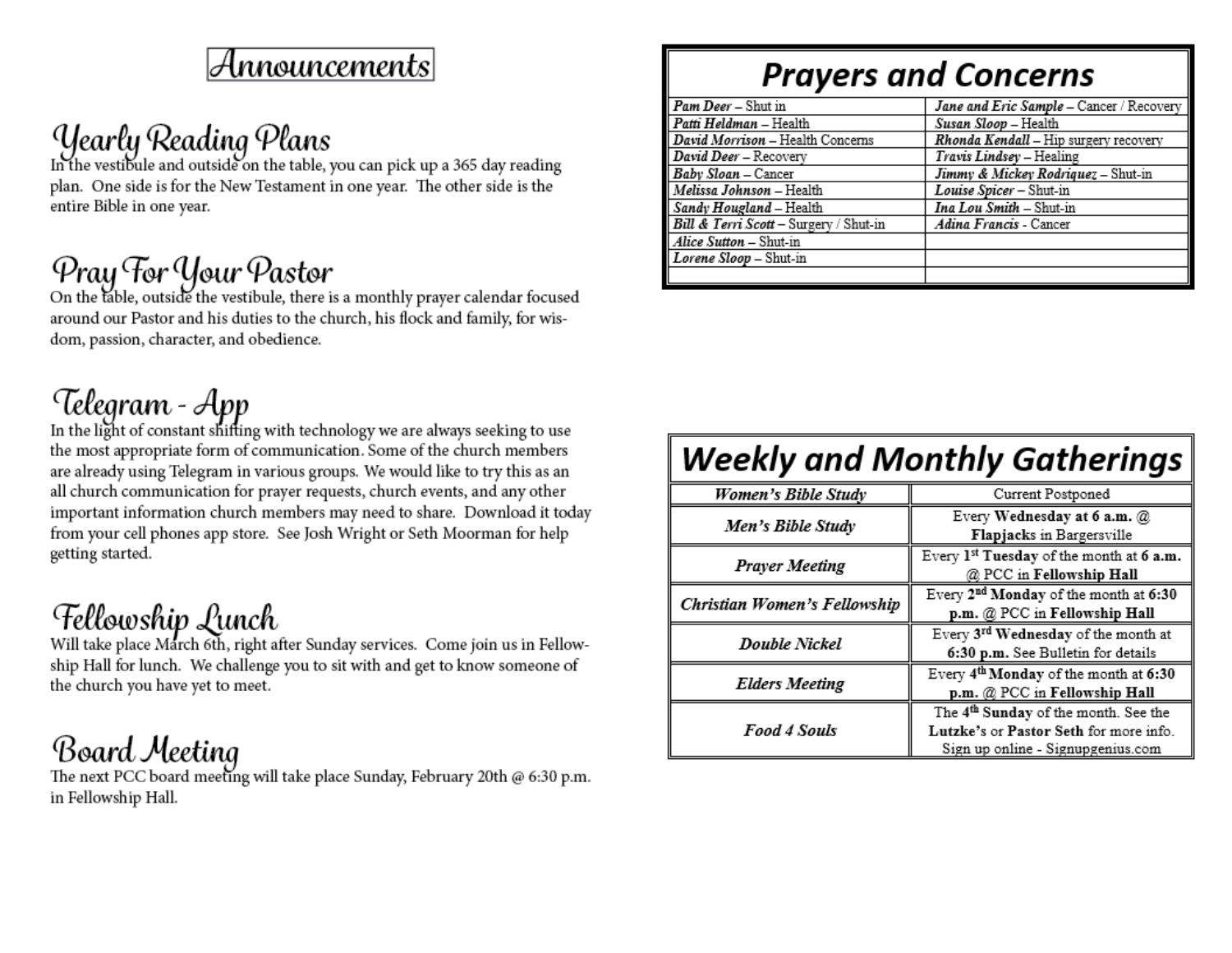# Announcements

## Yearly Reading Plans

In the vestibule and outside on the table, you can pick up a 365 day reading plan. One side is for the New Testament in one year. The other side is the entire Bible in one year.

## Pray For Your Pastor

On the table, outside the vestibule, there is a monthly prayer calendar focused around our Pastor and his duties to the church, his flock and family, for wisdom, passion, character, and obedience.

## Telegram - App

In the light of constant shifting with technology we are always seeking to use the most appropriate form of communication. Some of the church members are already using Telegram in various groups. We would like to try this as an all church communication for prayer requests, church events, and any other important information church members may need to share. Download it today from your cell phones app store. See Josh Wright or Seth Moorman for help getting started.

## Fellowship Lunch

Will take place March 6th, right after Sunday services. Come join us in Fellowship Hall for lunch. We challenge you to sit with and get to know someone of the church you have yet to meet.

## Board Meeting

The next PCC board meeting will take place Sunday, February 20th @ 6:30 p.m. in Fellowship Hall.

# Prayers and Concerns

| | |
|---|---|
| ***Pam Deer*** – Shut in | ***Jane and Eric Sample*** – Cancer / Recovery |
| ***Patti Heldman*** – Health | ***Susan Sloop*** – Health |
| ***David Morrison*** – Health Concerns | ***Rhonda Kendall*** – Hip surgery recovery |
| ***David Deer*** – Recovery | ***Travis Lindsey*** – Healing |
| ***Baby Sloan*** – Cancer | ***Jimmy & Mickey Rodriquez*** – Shut-in |
| ***Melissa Johnson*** – Health | ***Louise Spicer*** – Shut-in |
| ***Sandy Hougland*** – Health | ***Ina Lou Smith*** – Shut-in |
| ***Bill & Terri Scott*** – Surgery / Shut-in | ***Adina Francis*** - Cancer |
| ***Alice Sutton*** – Shut-in | |
| ***Lorene Sloop*** – Shut-in | |

# Weekly and Monthly Gatherings

| | |
|---|---|
| ***Women's Bible Study*** | Current Postponed |
| ***Men's Bible Study*** | Every **Wednesday at 6 a.m.** @ **Flapjacks** in Bargersville |
| ***Prayer Meeting*** | Every **1st Tuesday** of the month at **6 a.m.** @ PCC in **Fellowship Hall** |
| ***Christian Women's Fellowship*** | Every **2nd Monday** of the month at **6:30 p.m.** @ PCC in **Fellowship Hall** |
| ***Double Nickel*** | Every **3rd Wednesday** of the month at **6:30 p.m.** See Bulletin for details |
| ***Elders Meeting*** | Every **4th Monday** of the month at **6:30 p.m.** @ PCC in **Fellowship Hall** |
| ***Food 4 Souls*** | The **4th Sunday** of the month. See the **Lutzke's** or **Pastor Seth** for more info. Sign up online - Signupgenius.com |